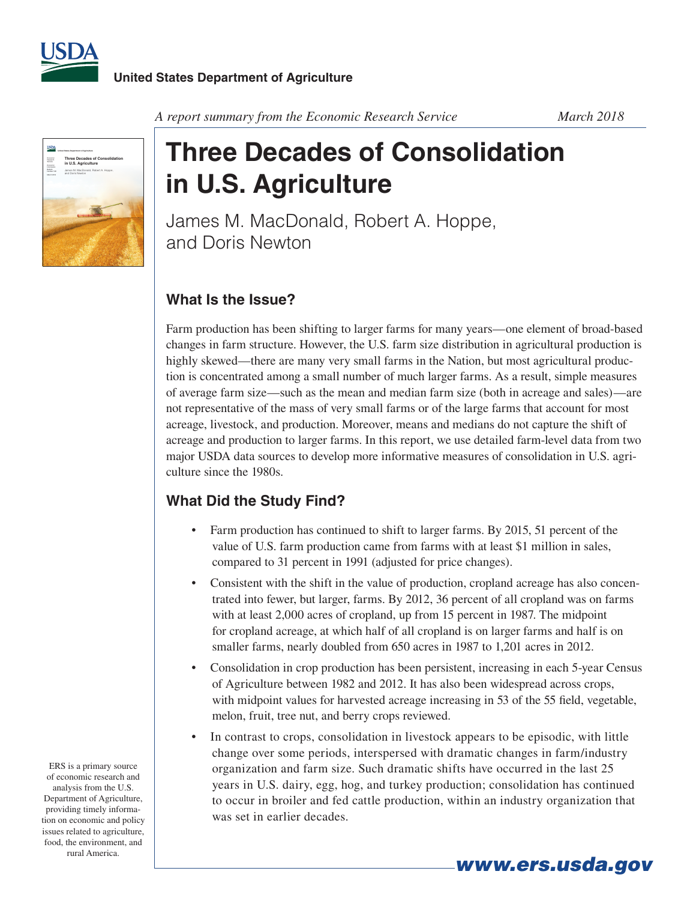United States Department of Agriculture

*A report summary from the Economic Research Service* *March 2018*

# Three Decades of Consolidation in U.S. Agriculture

James M. MacDonald, Robert A. Hoppe, and Doris Newton

## What Is the Issue?

Farm production has been shifting to larger farms for many years—one element of broad-based changes in farm structure. However, the U.S. farm size distribution in agricultural production is highly skewed—there are many very small farms in the Nation, but most agricultural production is concentrated among a small number of much larger farms. As a result, simple measures of average farm size—such as the mean and median farm size (both in acreage and sales)—are not representative of the mass of very small farms or of the large farms that account for most acreage, livestock, and production. Moreover, means and medians do not capture the shift of acreage and production to larger farms. In this report, we use detailed farm-level data from two major USDA data sources to develop more informative measures of consolidation in U.S. agriculture since the 1980s.

## What Did the Study Find?

- Farm production has continued to shift to larger farms. By 2015, 51 percent of the value of U.S. farm production came from farms with at least $1 million in sales, compared to 31 percent in 1991 (adjusted for price changes).
- Consistent with the shift in the value of production, cropland acreage has also concentrated into fewer, but larger, farms. By 2012, 36 percent of all cropland was on farms with at least 2,000 acres of cropland, up from 15 percent in 1987. The midpoint for cropland acreage, at which half of all cropland is on larger farms and half is on smaller farms, nearly doubled from 650 acres in 1987 to 1,201 acres in 2012.
- Consolidation in crop production has been persistent, increasing in each 5-year Census of Agriculture between 1982 and 2012. It has also been widespread across crops, with midpoint values for harvested acreage increasing in 53 of the 55 field, vegetable, melon, fruit, tree nut, and berry crops reviewed.
- In contrast to crops, consolidation in livestock appears to be episodic, with little change over some periods, interspersed with dramatic changes in farm/industry organization and farm size. Such dramatic shifts have occurred in the last 25 years in U.S. dairy, egg, hog, and turkey production; consolidation has continued to occur in broiler and fed cattle production, within an industry organization that was set in earlier decades.

ERS is a primary source of economic research and analysis from the U.S. Department of Agriculture, providing timely information on economic and policy issues related to agriculture, food, the environment, and rural America.

www.ers.usda.gov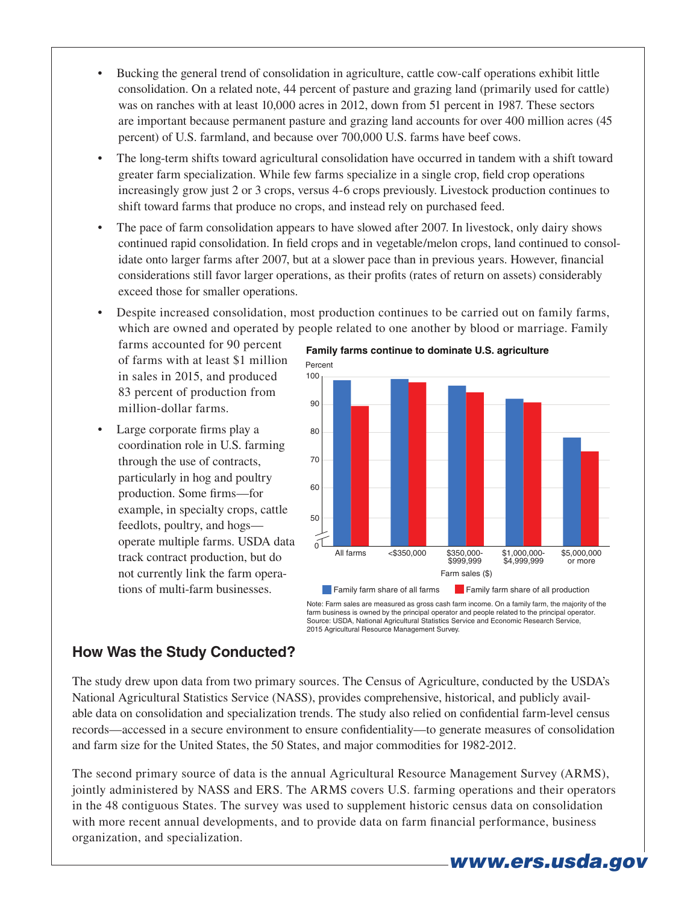- Bucking the general trend of consolidation in agriculture, cattle cow-calf operations exhibit little consolidation. On a related note, 44 percent of pasture and grazing land (primarily used for cattle) was on ranches with at least 10,000 acres in 2012, down from 51 percent in 1987. These sectors are important because permanent pasture and grazing land accounts for over 400 million acres (45 percent) of U.S. farmland, and because over 700,000 U.S. farms have beef cows.
- The long-term shifts toward agricultural consolidation have occurred in tandem with a shift toward greater farm specialization. While few farms specialize in a single crop, field crop operations increasingly grow just 2 or 3 crops, versus 4-6 crops previously. Livestock production continues to shift toward farms that produce no crops, and instead rely on purchased feed.
- The pace of farm consolidation appears to have slowed after 2007. In livestock, only dairy shows continued rapid consolidation. In field crops and in vegetable/melon crops, land continued to consolidate onto larger farms after 2007, but at a slower pace than in previous years. However, financial considerations still favor larger operations, as their profits (rates of return on assets) considerably exceed those for smaller operations.
- Despite increased consolidation, most production continues to be carried out on family farms, which are owned and operated by people related to one another by blood or marriage. Family farms accounted for 90 percent of farms with at least $1 million in sales in 2015, and produced 83 percent of production from million-dollar farms.
- Large corporate firms play a coordination role in U.S. farming through the use of contracts, particularly in hog and poultry production. Some firms—for example, in specialty crops, cattle feedlots, poultry, and hogs—operate multiple farms. USDA data track contract production, but do not currently link the farm operations of multi-farm businesses.

**Family farms continue to dominate U.S. agriculture**

Percent

100
90
80
70
60
50
0

All farms
<$350,000
$350,000-$999,999
$1,000,000-$4,999,999
$5,000,000 or more

Farm sales ($)

Family farm share of all farms
Family farm share of all production

Note: Farm sales are measured as gross cash farm income. On a family farm, the majority of the farm business is owned by the principal operator and people related to the principal operator.
Source: USDA, National Agricultural Statistics Service and Economic Research Service, 2015 Agricultural Resource Management Survey.

## How Was the Study Conducted?

The study drew upon data from two primary sources. The Census of Agriculture, conducted by the USDA's National Agricultural Statistics Service (NASS), provides comprehensive, historical, and publicly available data on consolidation and specialization trends. The study also relied on confidential farm-level census records—accessed in a secure environment to ensure confidentiality—to generate measures of consolidation and farm size for the United States, the 50 States, and major commodities for 1982-2012.

The second primary source of data is the annual Agricultural Resource Management Survey (ARMS), jointly administered by NASS and ERS. The ARMS covers U.S. farming operations and their operators in the 48 contiguous States. The survey was used to supplement historic census data on consolidation with more recent annual developments, and to provide data on farm financial performance, business organization, and specialization.

www.ers.usda.gov